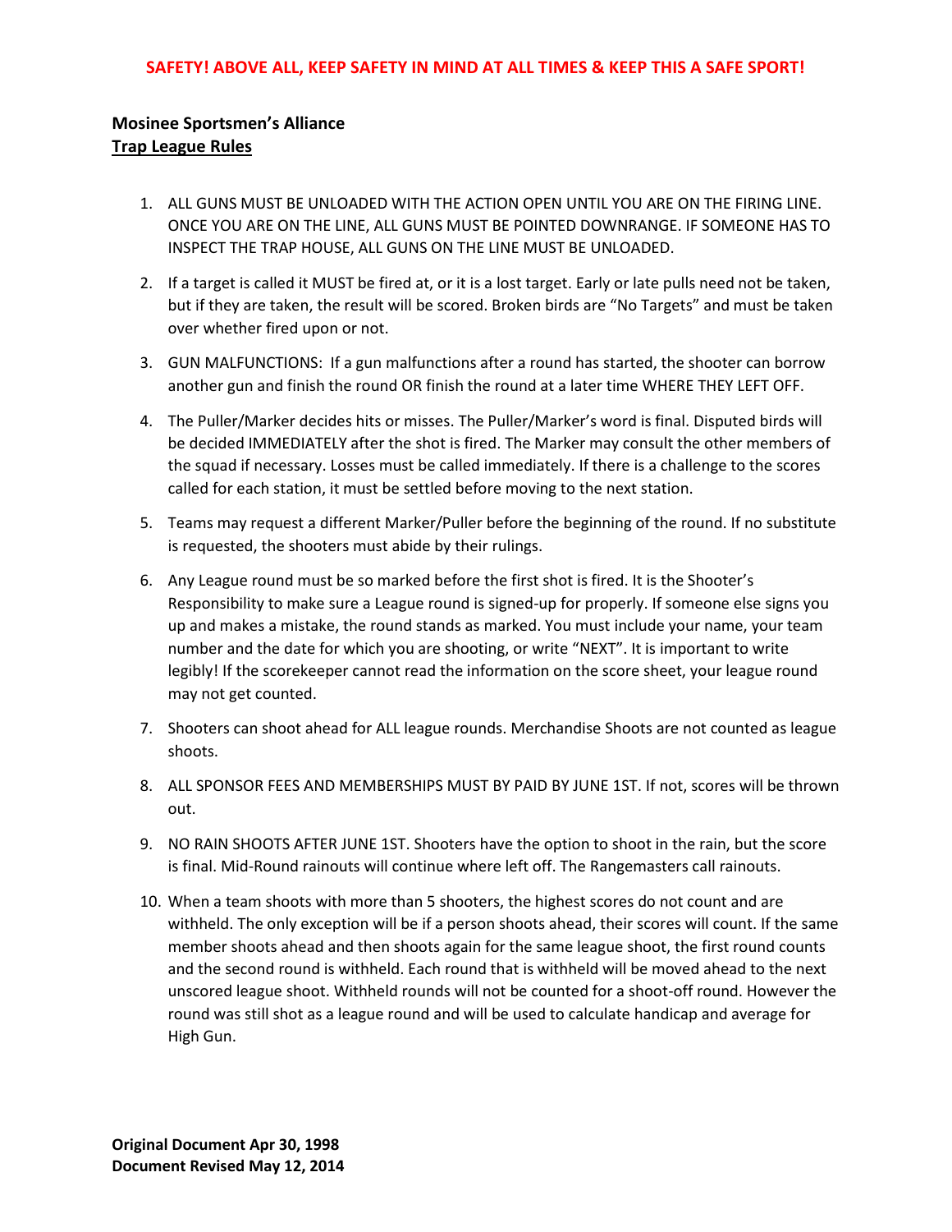**SAFETY! ABOVE ALL, KEEP SAFETY IN MIND AT ALL TIMES & KEEP THIS A SAFE SPORT!**

**Mosinee Sportsmen's Alliance**
**Trap League Rules**

1. ALL GUNS MUST BE UNLOADED WITH THE ACTION OPEN UNTIL YOU ARE ON THE FIRING LINE. ONCE YOU ARE ON THE LINE, ALL GUNS MUST BE POINTED DOWNRANGE. IF SOMEONE HAS TO INSPECT THE TRAP HOUSE, ALL GUNS ON THE LINE MUST BE UNLOADED.
2. If a target is called it MUST be fired at, or it is a lost target. Early or late pulls need not be taken, but if they are taken, the result will be scored. Broken birds are "No Targets" and must be taken over whether fired upon or not.
3. GUN MALFUNCTIONS: If a gun malfunctions after a round has started, the shooter can borrow another gun and finish the round OR finish the round at a later time WHERE THEY LEFT OFF.
4. The Puller/Marker decides hits or misses. The Puller/Marker's word is final. Disputed birds will be decided IMMEDIATELY after the shot is fired. The Marker may consult the other members of the squad if necessary. Losses must be called immediately. If there is a challenge to the scores called for each station, it must be settled before moving to the next station.
5. Teams may request a different Marker/Puller before the beginning of the round. If no substitute is requested, the shooters must abide by their rulings.
6. Any League round must be so marked before the first shot is fired. It is the Shooter's Responsibility to make sure a League round is signed-up for properly. If someone else signs you up and makes a mistake, the round stands as marked. You must include your name, your team number and the date for which you are shooting, or write "NEXT". It is important to write legibly! If the scorekeeper cannot read the information on the score sheet, your league round may not get counted.
7. Shooters can shoot ahead for ALL league rounds. Merchandise Shoots are not counted as league shoots.
8. ALL SPONSOR FEES AND MEMBERSHIPS MUST BY PAID BY JUNE 1ST. If not, scores will be thrown out.
9. NO RAIN SHOOTS AFTER JUNE 1ST. Shooters have the option to shoot in the rain, but the score is final. Mid-Round rainouts will continue where left off. The Rangemasters call rainouts.
10. When a team shoots with more than 5 shooters, the highest scores do not count and are withheld. The only exception will be if a person shoots ahead, their scores will count. If the same member shoots ahead and then shoots again for the same league shoot, the first round counts and the second round is withheld. Each round that is withheld will be moved ahead to the next unscored league shoot. Withheld rounds will not be counted for a shoot-off round. However the round was still shot as a league round and will be used to calculate handicap and average for High Gun.

**Original Document Apr 30, 1998**
**Document Revised May 12, 2014**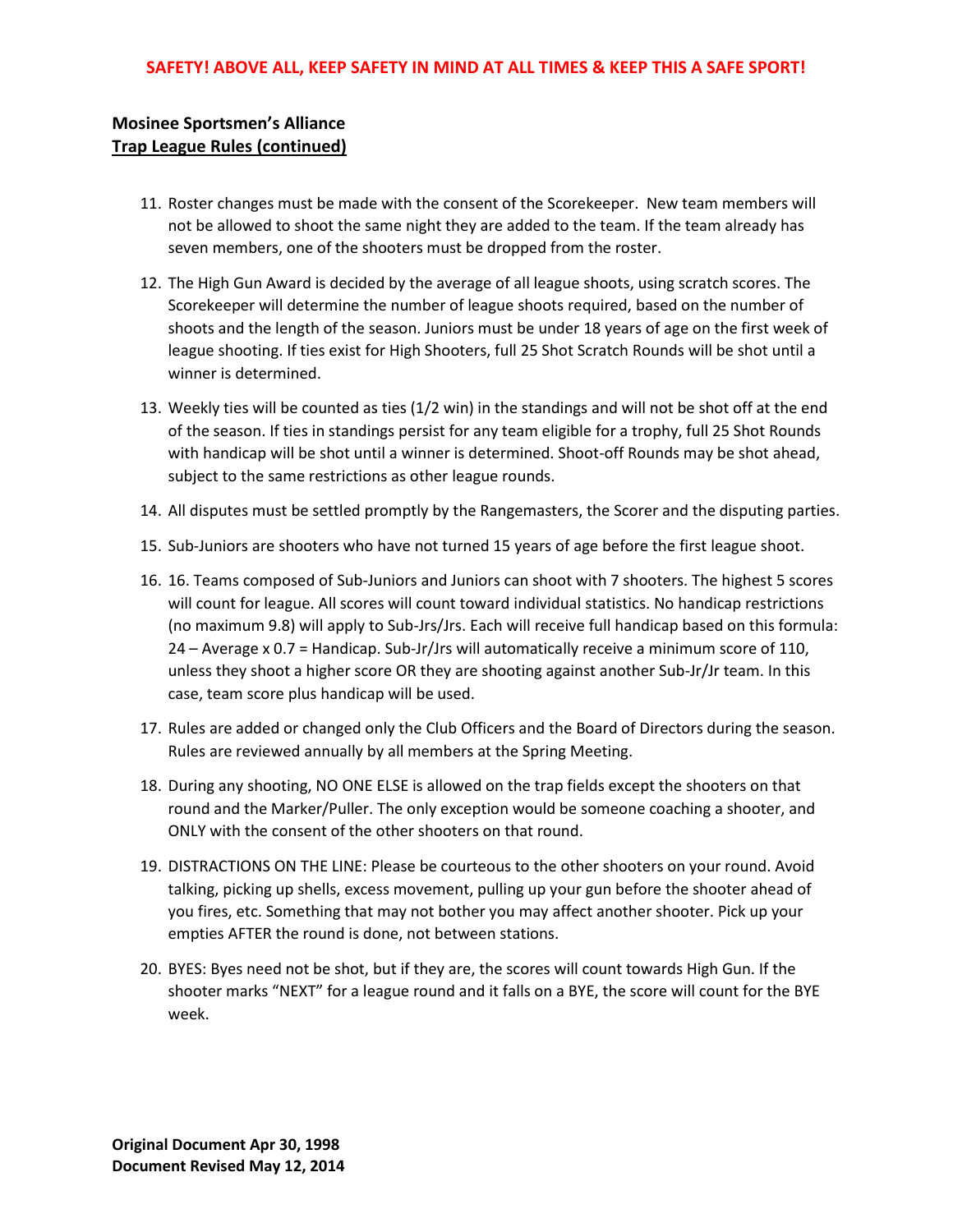**SAFETY! ABOVE ALL, KEEP SAFETY IN MIND AT ALL TIMES & KEEP THIS A SAFE SPORT!**

**Mosinee Sportsmen's Alliance**
**Trap League Rules (continued)**

11. Roster changes must be made with the consent of the Scorekeeper. New team members will not be allowed to shoot the same night they are added to the team. If the team already has seven members, one of the shooters must be dropped from the roster.
12. The High Gun Award is decided by the average of all league shoots, using scratch scores. The Scorekeeper will determine the number of league shoots required, based on the number of shoots and the length of the season. Juniors must be under 18 years of age on the first week of league shooting. If ties exist for High Shooters, full 25 Shot Scratch Rounds will be shot until a winner is determined.
13. Weekly ties will be counted as ties (1/2 win) in the standings and will not be shot off at the end of the season. If ties in standings persist for any team eligible for a trophy, full 25 Shot Rounds with handicap will be shot until a winner is determined. Shoot-off Rounds may be shot ahead, subject to the same restrictions as other league rounds.
14. All disputes must be settled promptly by the Rangemasters, the Scorer and the disputing parties.
15. Sub-Juniors are shooters who have not turned 15 years of age before the first league shoot.
16. 16. Teams composed of Sub-Juniors and Juniors can shoot with 7 shooters. The highest 5 scores will count for league. All scores will count toward individual statistics. No handicap restrictions (no maximum 9.8) will apply to Sub-Jrs/Jrs. Each will receive full handicap based on this formula: 24 – Average x 0.7 = Handicap. Sub-Jr/Jrs will automatically receive a minimum score of 110, unless they shoot a higher score OR they are shooting against another Sub-Jr/Jr team. In this case, team score plus handicap will be used.
17. Rules are added or changed only the Club Officers and the Board of Directors during the season. Rules are reviewed annually by all members at the Spring Meeting.
18. During any shooting, NO ONE ELSE is allowed on the trap fields except the shooters on that round and the Marker/Puller. The only exception would be someone coaching a shooter, and ONLY with the consent of the other shooters on that round.
19. DISTRACTIONS ON THE LINE: Please be courteous to the other shooters on your round. Avoid talking, picking up shells, excess movement, pulling up your gun before the shooter ahead of you fires, etc. Something that may not bother you may affect another shooter. Pick up your empties AFTER the round is done, not between stations.
20. BYES: Byes need not be shot, but if they are, the scores will count towards High Gun. If the shooter marks "NEXT" for a league round and it falls on a BYE, the score will count for the BYE week.

**Original Document Apr 30, 1998**
**Document Revised May 12, 2014**